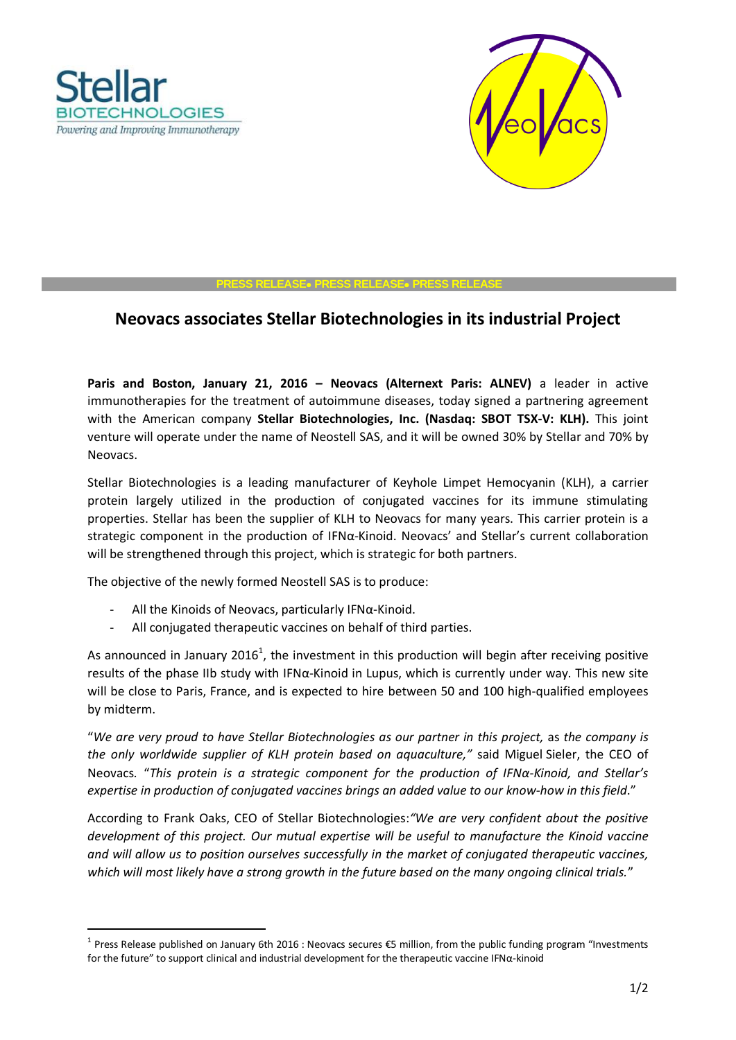Stellar BIOTECHNOLOGIES

*Powering and Improving Immunotherapy*

PRESS RELEASE• PRESS RELEASE• PRESS RELEASE

# Neovacs associates Stellar Biotechnologies in its industrial Project

**Paris and Boston, January 21, 2016 – Neovacs (Alternext Paris: ALNEV)** a leader in active immunotherapies for the treatment of autoimmune diseases, today signed a partnering agreement with the American company **Stellar Biotechnologies, Inc. (Nasdaq: SBOT TSX-V: KLH).** This joint venture will operate under the name of Neostell SAS, and it will be owned 30% by Stellar and 70% by Neovacs.

Stellar Biotechnologies is a leading manufacturer of Keyhole Limpet Hemocyanin (KLH), a carrier protein largely utilized in the production of conjugated vaccines for its immune stimulating properties. Stellar has been the supplier of KLH to Neovacs for many years. This carrier protein is a strategic component in the production of IFNα-Kinoid. Neovacs' and Stellar's current collaboration will be strengthened through this project, which is strategic for both partners.

The objective of the newly formed Neostell SAS is to produce:

- All the Kinoids of Neovacs, particularly IFNα-Kinoid.
- All conjugated therapeutic vaccines on behalf of third parties.

As announced in January 2016[1], the investment in this production will begin after receiving positive results of the phase IIb study with IFNα-Kinoid in Lupus, which is currently under way. This new site will be close to Paris, France, and is expected to hire between 50 and 100 high-qualified employees by midterm.

"*We are very proud to have Stellar Biotechnologies as our partner in this project,* as *the company is the only worldwide supplier of KLH protein based on aquaculture,"* said Miguel Sieler, the CEO of Neovacs. "*This protein is a strategic component for the production of IFNα-Kinoid, and Stellar's expertise in production of conjugated vaccines brings an added value to our know-how in this field*."

According to Frank Oaks, CEO of Stellar Biotechnologies: *"We are very confident about the positive development of this project. Our mutual expertise will be useful to manufacture the Kinoid vaccine and will allow us to position ourselves successfully in the market of conjugated therapeutic vaccines, which will most likely have a strong growth in the future based on the many ongoing clinical trials.*"

---

[1] Press Release published on January 6th 2016 : Neovacs secures €5 million, from the public funding program "Investments for the future" to support clinical and industrial development for the therapeutic vaccine IFNα-kinoid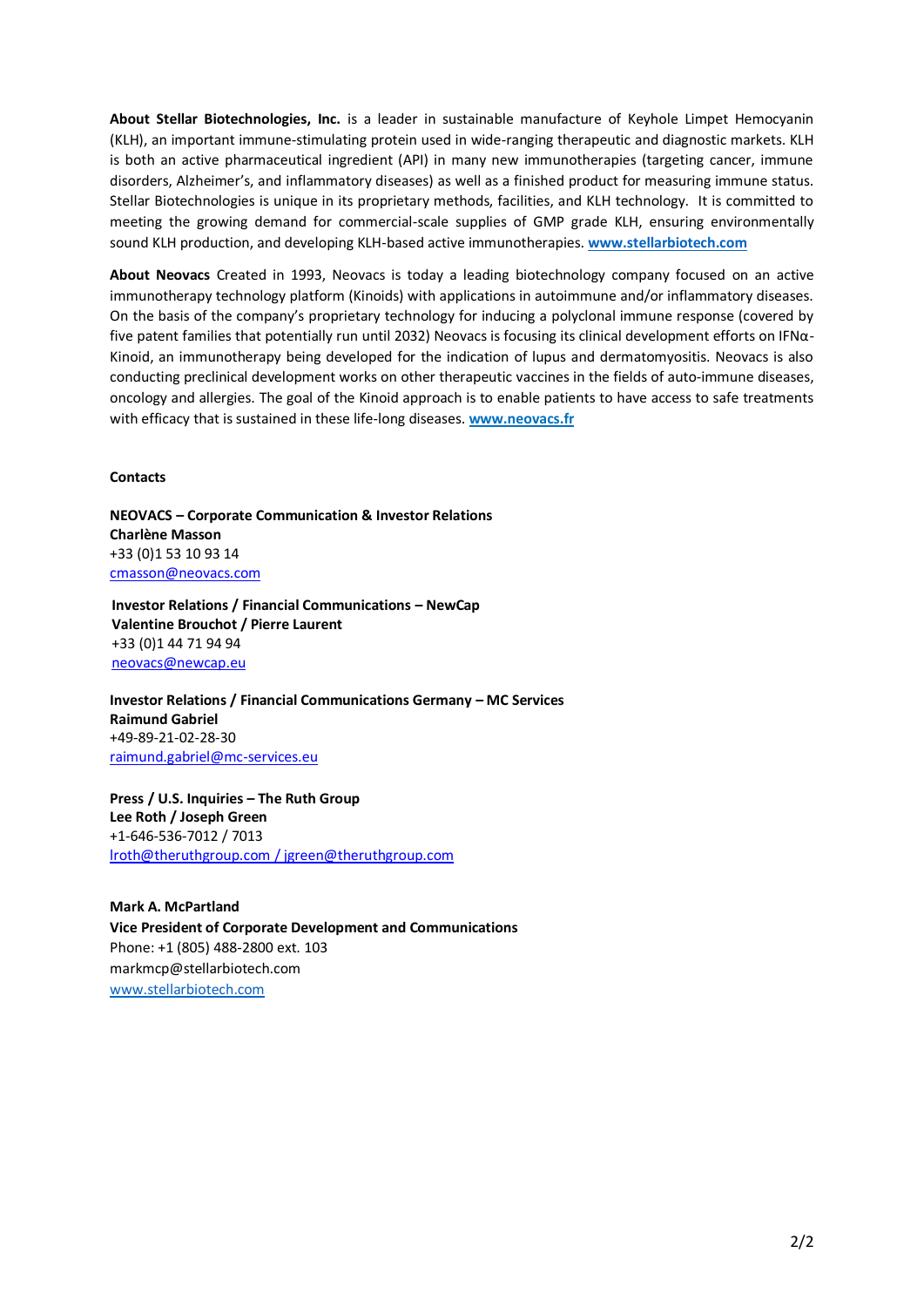**About Stellar Biotechnologies, Inc.** is a leader in sustainable manufacture of Keyhole Limpet Hemocyanin (KLH), an important immune-stimulating protein used in wide-ranging therapeutic and diagnostic markets. KLH is both an active pharmaceutical ingredient (API) in many new immunotherapies (targeting cancer, immune disorders, Alzheimer's, and inflammatory diseases) as well as a finished product for measuring immune status. Stellar Biotechnologies is unique in its proprietary methods, facilities, and KLH technology. It is committed to meeting the growing demand for commercial-scale supplies of GMP grade KLH, ensuring environmentally sound KLH production, and developing KLH-based active immunotherapies. **www.stellarbiotech.com**

**About Neovacs** Created in 1993, Neovacs is today a leading biotechnology company focused on an active immunotherapy technology platform (Kinoids) with applications in autoimmune and/or inflammatory diseases. On the basis of the company's proprietary technology for inducing a polyclonal immune response (covered by five patent families that potentially run until 2032) Neovacs is focusing its clinical development efforts on IFNα-Kinoid, an immunotherapy being developed for the indication of lupus and dermatomyositis. Neovacs is also conducting preclinical development works on other therapeutic vaccines in the fields of auto-immune diseases, oncology and allergies. The goal of the Kinoid approach is to enable patients to have access to safe treatments with efficacy that is sustained in these life-long diseases. **www.neovacs.fr**

**Contacts**

**NEOVACS – Corporate Communication & Investor Relations**
**Charlène Masson**
+33 (0)1 53 10 93 14
cmasson@neovacs.com

**Investor Relations / Financial Communications – NewCap**
**Valentine Brouchot / Pierre Laurent**
+33 (0)1 44 71 94 94
neovacs@newcap.eu

**Investor Relations / Financial Communications Germany – MC Services**
**Raimund Gabriel**
+49-89-21-02-28-30
raimund.gabriel@mc-services.eu

**Press / U.S. Inquiries – The Ruth Group**
**Lee Roth / Joseph Green**
+1-646-536-7012 / 7013
lroth@theruthgroup.com / jgreen@theruthgroup.com

**Mark A. McPartland**
**Vice President of Corporate Development and Communications**
Phone: +1 (805) 488-2800 ext. 103
markmcp@stellarbiotech.com
www.stellarbiotech.com